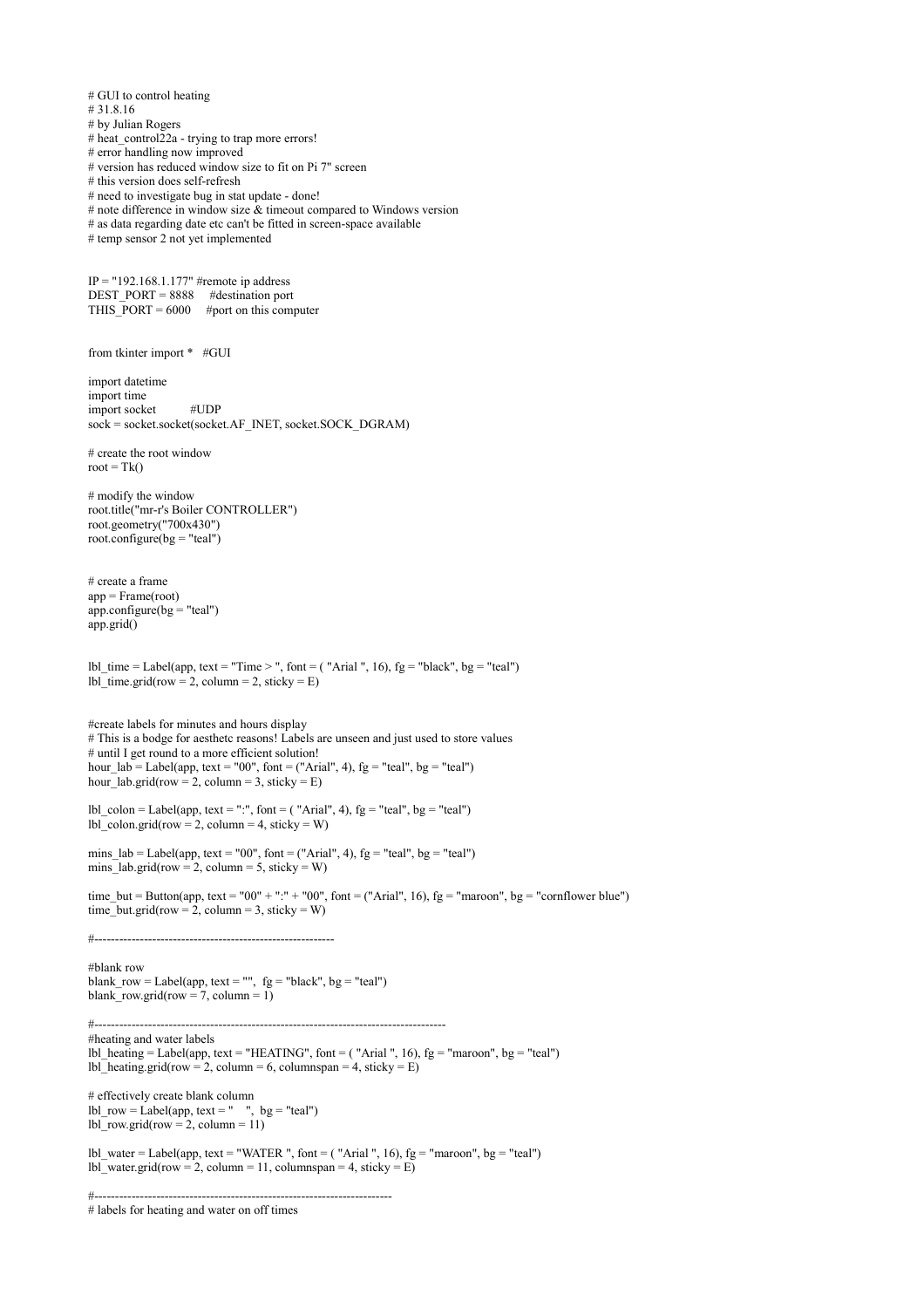```python
# GUI to control heating
# 31.8.16
# by Julian Rogers
# heat_control22a - trying to trap more errors!
# error handling now improved
# version has reduced window size to fit on Pi 7" screen
# this version does self-refresh
# need to investigate bug in stat update - done!
# note difference in window size & timeout compared to Windows version
# as data regarding date etc can't be fitted in screen-space available
# temp sensor 2 not yet implemented


IP = "192.168.1.177" #remote ip address
DEST_PORT = 8888     #destination port
THIS_PORT = 6000     #port on this computer


from tkinter import *   #GUI

import datetime
import time
import socket          #UDP
sock = socket.socket(socket.AF_INET, socket.SOCK_DGRAM)

# create the root window
root = Tk()

# modify the window
root.title("mr-r's Boiler CONTROLLER")
root.geometry("700x430")
root.configure(bg = "teal")


# create a frame
app = Frame(root)
app.configure(bg = "teal")
app.grid()


lbl_time = Label(app, text = "Time > ", font = ( "Arial ", 16), fg = "black", bg = "teal")
lbl_time.grid(row = 2, column = 2, sticky = E)


#create labels for minutes and hours display
# This is a bodge for aesthetc reasons! Labels are unseen and just used to store values
# until I get round to a more efficient solution!
hour_lab = Label(app, text = "00", font = ("Arial", 4), fg = "teal", bg = "teal")
hour_lab.grid(row = 2, column = 3, sticky = E)

lbl_colon = Label(app, text = ":", font = ( "Arial", 4), fg = "teal", bg = "teal")
lbl_colon.grid(row = 2, column = 4, sticky = W)

mins_lab = Label(app, text = "00", font = ("Arial", 4), fg = "teal", bg = "teal")
mins_lab.grid(row = 2, column = 5, sticky = W)

time_but = Button(app, text = "00" + ":" + "00", font = ("Arial", 16), fg = "maroon", bg = "cornflower blue")
time_but.grid(row = 2, column = 3, sticky = W)

#-----------------------------------------------------------

#blank row
blank_row = Label(app, text = "",  fg = "black", bg = "teal")
blank_row.grid(row = 7, column = 1)

#-------------------------------------------------------------------------------------
#heating and water labels
lbl_heating = Label(app, text = "HEATING", font = ( "Arial ", 16), fg = "maroon", bg = "teal")
lbl_heating.grid(row = 2, column = 6, columnspan = 4, sticky = E)

# effectively create blank column
lbl_row = Label(app, text = "    ",  bg = "teal")
lbl_row.grid(row = 2, column = 11)

lbl_water = Label(app, text = "WATER ", font = ( "Arial ", 16), fg = "maroon", bg = "teal")
lbl_water.grid(row = 2, column = 11, columnspan = 4, sticky = E)

#-------------------------------------------------------------------------
# labels for heating and water on off times
```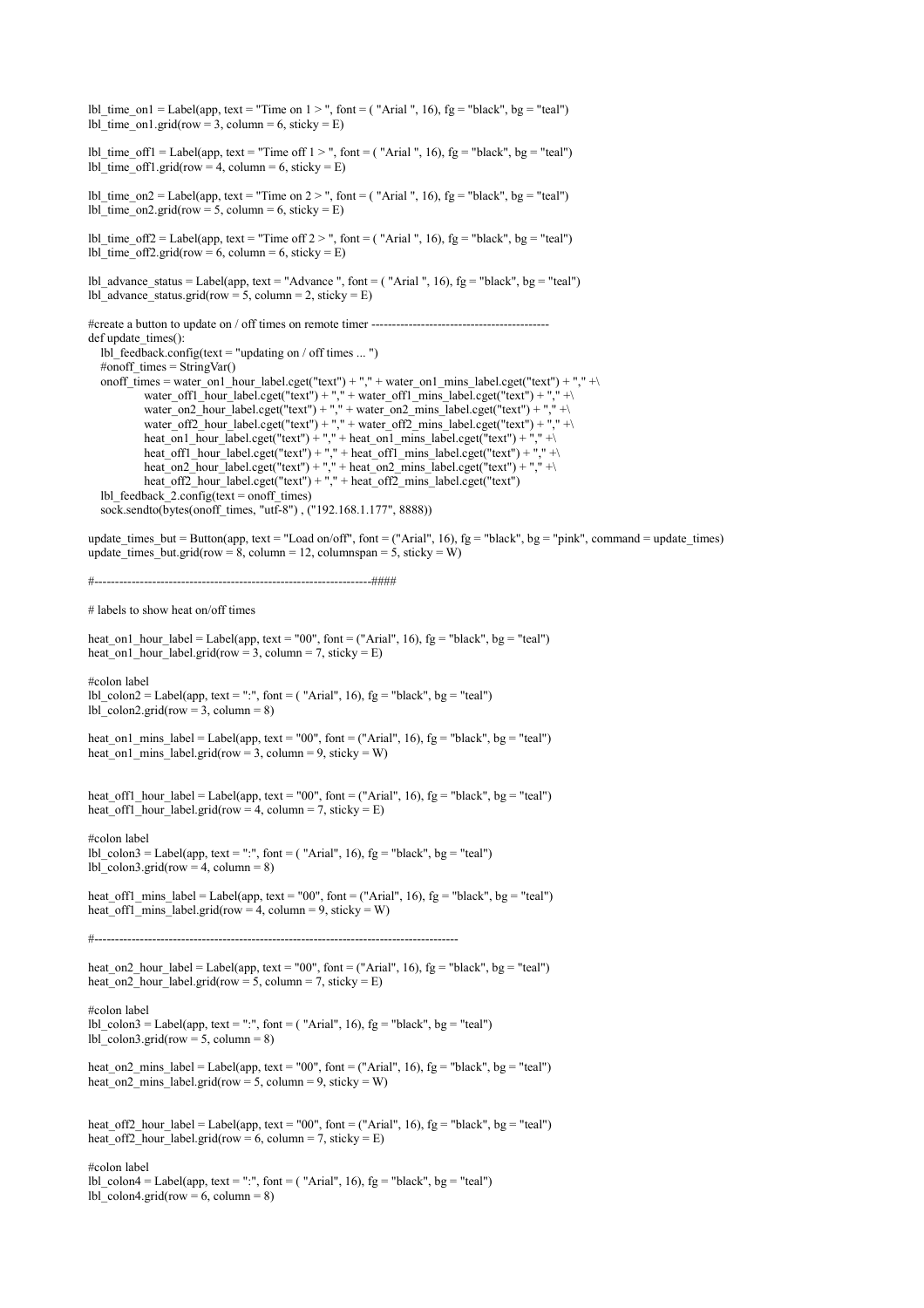```
lbl_time_on1 = Label(app, text = "Time on 1 > ", font = ( "Arial ", 16), fg = "black", bg = "teal")
lbl_time_on1.grid(row = 3, column = 6, sticky = E)

lbl_time_off1 = Label(app, text = "Time off 1 > ", font = ( "Arial ", 16), fg = "black", bg = "teal")
lbl_time_off1.grid(row = 4, column = 6, sticky = E)

lbl_time_on2 = Label(app, text = "Time on 2 > ", font = ( "Arial ", 16), fg = "black", bg = "teal")
lbl_time_on2.grid(row = 5, column = 6, sticky = E)

lbl_time_off2 = Label(app, text = "Time off 2 > ", font = ( "Arial ", 16), fg = "black", bg = "teal")
lbl_time_off2.grid(row = 6, column = 6, sticky = E)

lbl_advance_status = Label(app, text = "Advance ", font = ( "Arial ", 16), fg = "black", bg = "teal")
lbl_advance_status.grid(row = 5, column = 2, sticky = E)

#create a button to update on / off times on remote timer -------------------------------------------
def update_times():
    lbl_feedback.config(text = "updating on / off times ... ")
    #onoff_times = StringVar()
    onoff_times = water_on1_hour_label.cget("text") + "," + water_on1_mins_label.cget("text") + "," +\
                water_off1_hour_label.cget("text") + "," + water_off1_mins_label.cget("text") + "," +\
                water_on2_hour_label.cget("text") + "," + water_on2_mins_label.cget("text") + "," +\
                water_off2_hour_label.cget("text") + "," + water_off2_mins_label.cget("text") + "," +\
                heat_on1_hour_label.cget("text") + "," + heat_on1_mins_label.cget("text") + "," +\
                heat_off1_hour_label.cget("text") + "," + heat_off1_mins_label.cget("text") + "," +\
                heat_on2_hour_label.cget("text") + "," + heat_on2_mins_label.cget("text") + "," +\
                heat_off2_hour_label.cget("text") + "," + heat_off2_mins_label.cget("text")
    lbl_feedback_2.config(text = onoff_times)
    sock.sendto(bytes(onoff_times, "utf-8") , ("192.168.1.177", 8888))

update_times_but = Button(app, text = "Load on/off", font = ("Arial", 16), fg = "black", bg = "pink", command = update_times)
update_times_but.grid(row = 8, column = 12, columnspan = 5, sticky = W)

#-------------------------------------------------------------------####

# labels to show heat on/off times

heat_on1_hour_label = Label(app, text = "00", font = ("Arial", 16), fg = "black", bg = "teal")
heat_on1_hour_label.grid(row = 3, column = 7, sticky = E)

#colon label
lbl_colon2 = Label(app, text = ":", font = ( "Arial", 16), fg = "black", bg = "teal")
lbl_colon2.grid(row = 3, column = 8)

heat_on1_mins_label = Label(app, text = "00", font = ("Arial", 16), fg = "black", bg = "teal")
heat_on1_mins_label.grid(row = 3, column = 9, sticky = W)


heat_off1_hour_label = Label(app, text = "00", font = ("Arial", 16), fg = "black", bg = "teal")
heat_off1_hour_label.grid(row = 4, column = 7, sticky = E)

#colon label
lbl_colon3 = Label(app, text = ":", font = ( "Arial", 16), fg = "black", bg = "teal")
lbl_colon3.grid(row = 4, column = 8)

heat_off1_mins_label = Label(app, text = "00", font = ("Arial", 16), fg = "black", bg = "teal")
heat_off1_mins_label.grid(row = 4, column = 9, sticky = W)

#-----------------------------------------------------------------------------------------

heat_on2_hour_label = Label(app, text = "00", font = ("Arial", 16), fg = "black", bg = "teal")
heat_on2_hour_label.grid(row = 5, column = 7, sticky = E)

#colon label
lbl_colon3 = Label(app, text = ":", font = ( "Arial", 16), fg = "black", bg = "teal")
lbl_colon3.grid(row = 5, column = 8)

heat_on2_mins_label = Label(app, text = "00", font = ("Arial", 16), fg = "black", bg = "teal")
heat_on2_mins_label.grid(row = 5, column = 9, sticky = W)


heat_off2_hour_label = Label(app, text = "00", font = ("Arial", 16), fg = "black", bg = "teal")
heat_off2_hour_label.grid(row = 6, column = 7, sticky = E)

#colon label
lbl_colon4 = Label(app, text = ":", font = ( "Arial", 16), fg = "black", bg = "teal")
lbl_colon4.grid(row = 6, column = 8)
```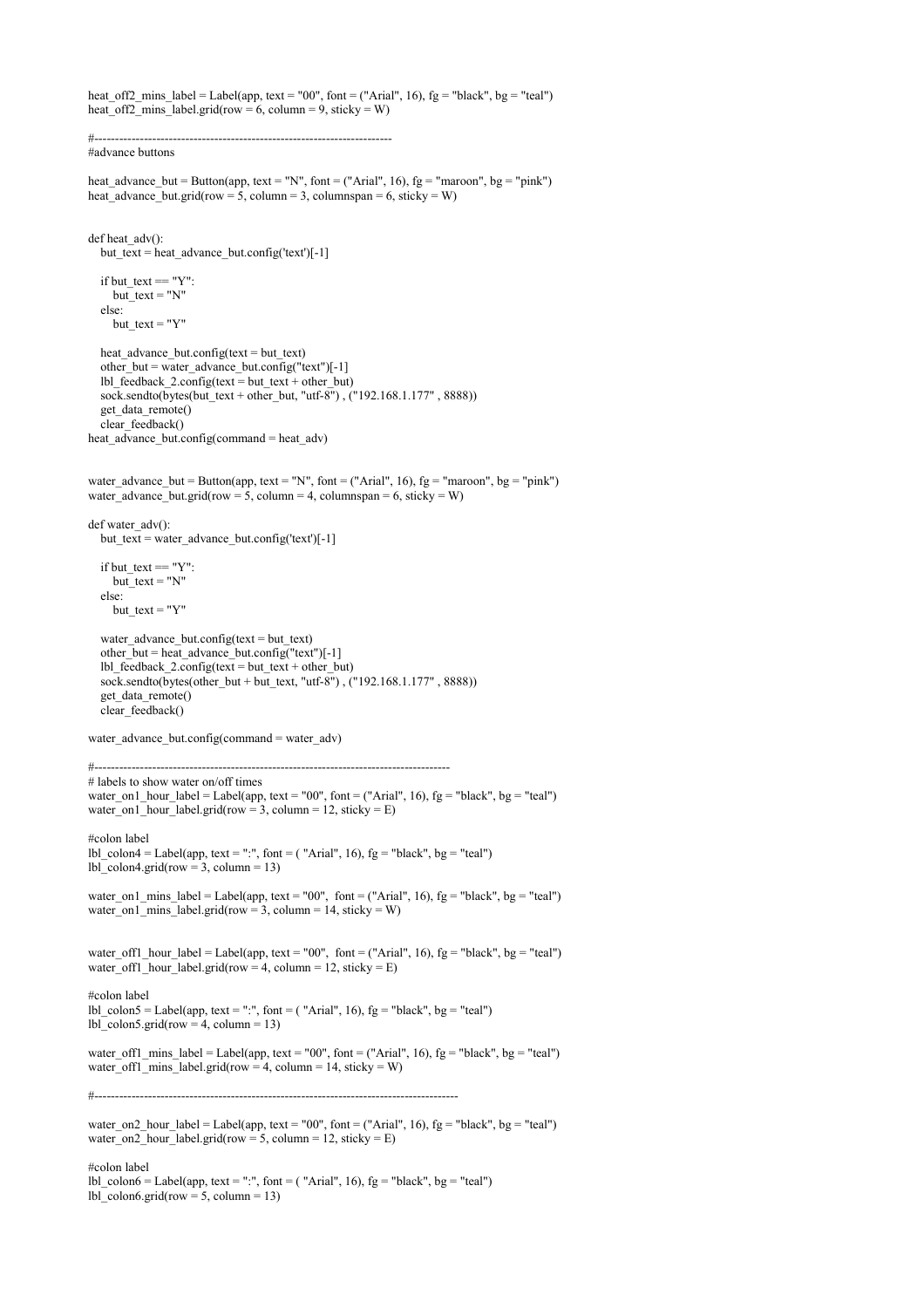```python
heat_off2_mins_label = Label(app, text = "00", font = ("Arial", 16), fg = "black", bg = "teal")
heat_off2_mins_label.grid(row = 6, column = 9, sticky = W)

#------------------------------------------------------------------------
#advance buttons

heat_advance_but = Button(app, text = "N", font = ("Arial", 16), fg = "maroon", bg = "pink")
heat_advance_but.grid(row = 5, column = 3, columnspan = 6, sticky = W)


def heat_adv():
    but_text = heat_advance_but.config('text')[-1]

    if but_text == "Y":
        but_text = "N"
    else:
        but_text = "Y"

    heat_advance_but.config(text = but_text)
    other_but = water_advance_but.config("text")[-1]
    lbl_feedback_2.config(text = but_text + other_but)
    sock.sendto(bytes(but_text + other_but, "utf-8") , ("192.168.1.177" , 8888))
    get_data_remote()
    clear_feedback()
heat_advance_but.config(command = heat_adv)


water_advance_but = Button(app, text = "N", font = ("Arial", 16), fg = "maroon", bg = "pink")
water_advance_but.grid(row = 5, column = 4, columnspan = 6, sticky = W)

def water_adv():
    but_text = water_advance_but.config('text')[-1]

    if but_text == "Y":
        but_text = "N"
    else:
        but_text = "Y"

    water_advance_but.config(text = but_text)
    other_but = heat_advance_but.config("text")[-1]
    lbl_feedback_2.config(text = but_text + other_but)
    sock.sendto(bytes(other_but + but_text, "utf-8") , ("192.168.1.177" , 8888))
    get_data_remote()
    clear_feedback()

water_advance_but.config(command = water_adv)

#-----------------------------------------------------------------------------------------
# labels to show water on/off times
water_on1_hour_label = Label(app, text = "00", font = ("Arial", 16), fg = "black", bg = "teal")
water_on1_hour_label.grid(row = 3, column = 12, sticky = E)

#colon label
lbl_colon4 = Label(app, text = ":", font = ( "Arial", 16), fg = "black", bg = "teal")
lbl_colon4.grid(row = 3, column = 13)

water_on1_mins_label = Label(app, text = "00",  font = ("Arial", 16), fg = "black", bg = "teal")
water_on1_mins_label.grid(row = 3, column = 14, sticky = W)


water_off1_hour_label = Label(app, text = "00",  font = ("Arial", 16), fg = "black", bg = "teal")
water_off1_hour_label.grid(row = 4, column = 12, sticky = E)

#colon label
lbl_colon5 = Label(app, text = ":", font = ( "Arial", 16), fg = "black", bg = "teal")
lbl_colon5.grid(row = 4, column = 13)

water_off1_mins_label = Label(app, text = "00", font = ("Arial", 16), fg = "black", bg = "teal")
water_off1_mins_label.grid(row = 4, column = 14, sticky = W)

#-----------------------------------------------------------------------------------------

water_on2_hour_label = Label(app, text = "00", font = ("Arial", 16), fg = "black", bg = "teal")
water_on2_hour_label.grid(row = 5, column = 12, sticky = E)

#colon label
lbl_colon6 = Label(app, text = ":", font = ( "Arial", 16), fg = "black", bg = "teal")
lbl_colon6.grid(row = 5, column = 13)
```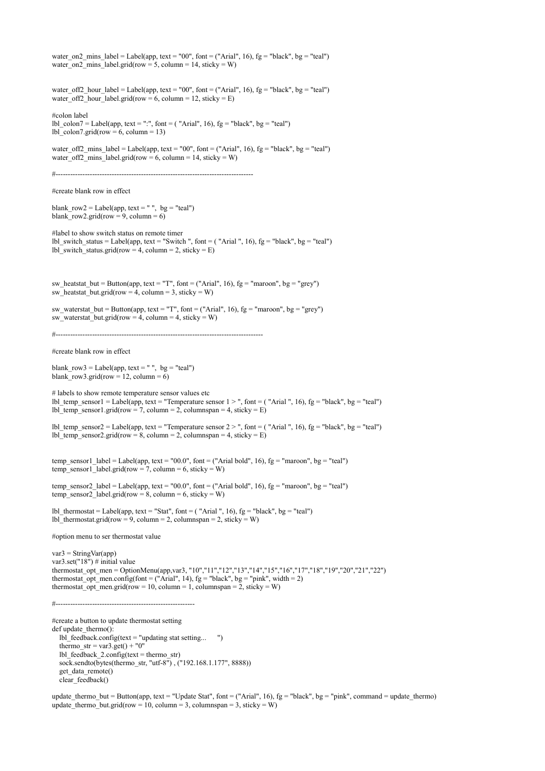```
water_on2_mins_label = Label(app, text = "00", font = ("Arial", 16), fg = "black", bg = "teal")
water_on2_mins_label.grid(row = 5, column = 14, sticky = W)


water_off2_hour_label = Label(app, text = "00", font = ("Arial", 16), fg = "black", bg = "teal")
water_off2_hour_label.grid(row = 6, column = 12, sticky = E)

#colon label
lbl_colon7 = Label(app, text = ":", font = ( "Arial", 16), fg = "black", bg = "teal")
lbl_colon7.grid(row = 6, column = 13)

water_off2_mins_label = Label(app, text = "00", font = ("Arial", 16), fg = "black", bg = "teal")
water_off2_mins_label.grid(row = 6, column = 14, sticky = W)

#-------------------------------------------------------------------------------

#create blank row in effect

blank_row2 = Label(app, text = " ",  bg = "teal")
blank_row2.grid(row = 9, column = 6)

#label to show switch status on remote timer
lbl_switch_status = Label(app, text = "Switch ", font = ( "Arial ", 16), fg = "black", bg = "teal")
lbl_switch_status.grid(row = 4, column = 2, sticky = E)



sw_heatstat_but = Button(app, text = "T", font = ("Arial", 16), fg = "maroon", bg = "grey")
sw_heatstat_but.grid(row = 4, column = 3, sticky = W)

sw_waterstat_but = Button(app, text = "T", font = ("Arial", 16), fg = "maroon", bg = "grey")
sw_waterstat_but.grid(row = 4, column = 4, sticky = W)

#----------------------------------------------------------------------------------

#create blank row in effect

blank_row3 = Label(app, text = " ",  bg = "teal")
blank_row3.grid(row = 12, column = 6)

# labels to show remote temperature sensor values etc
lbl_temp_sensor1 = Label(app, text = "Temperature sensor 1 > ", font = ( "Arial ", 16), fg = "black", bg = "teal")
lbl_temp_sensor1.grid(row = 7, column = 2, columnspan = 4, sticky = E)

lbl_temp_sensor2 = Label(app, text = "Temperature sensor 2 > ", font = ( "Arial ", 16), fg = "black", bg = "teal")
lbl_temp_sensor2.grid(row = 8, column = 2, columnspan = 4, sticky = E)


temp_sensor1_label = Label(app, text = "00.0", font = ("Arial bold", 16), fg = "maroon", bg = "teal")
temp_sensor1_label.grid(row = 7, column = 6, sticky = W)

temp_sensor2_label = Label(app, text = "00.0", font = ("Arial bold", 16), fg = "maroon", bg = "teal")
temp_sensor2_label.grid(row = 8, column = 6, sticky = W)

lbl_thermostat = Label(app, text = "Stat", font = ( "Arial ", 16), fg = "black", bg = "teal")
lbl_thermostat.grid(row = 9, column = 2, columnspan = 2, sticky = W)

#option menu to ser thermostat value

var3 = StringVar(app)
var3.set("18") # initial value
thermostat_opt_men = OptionMenu(app,var3, "10","11","12","13","14","15","16","17","18","19","20","21","22")
thermostat_opt_men.config(font = ("Arial", 14), fg = "black", bg = "pink", width = 2)
thermostat_opt_men.grid(row = 10, column = 1, columnspan = 2, sticky = W)

#---------------------------------------------------------

#create a button to update thermostat setting
def update_thermo():
    lbl_feedback.config(text = "updating stat setting...      ")
    thermo_str = var3.get() + "0"
    lbl_feedback_2.config(text = thermo_str)
    sock.sendto(bytes(thermo_str, "utf-8") , ("192.168.1.177", 8888))
    get_data_remote()
    clear_feedback()

update_thermo_but = Button(app, text = "Update Stat", font = ("Arial", 16), fg = "black", bg = "pink", command = update_thermo)
update_thermo_but.grid(row = 10, column = 3, columnspan = 3, sticky = W)
```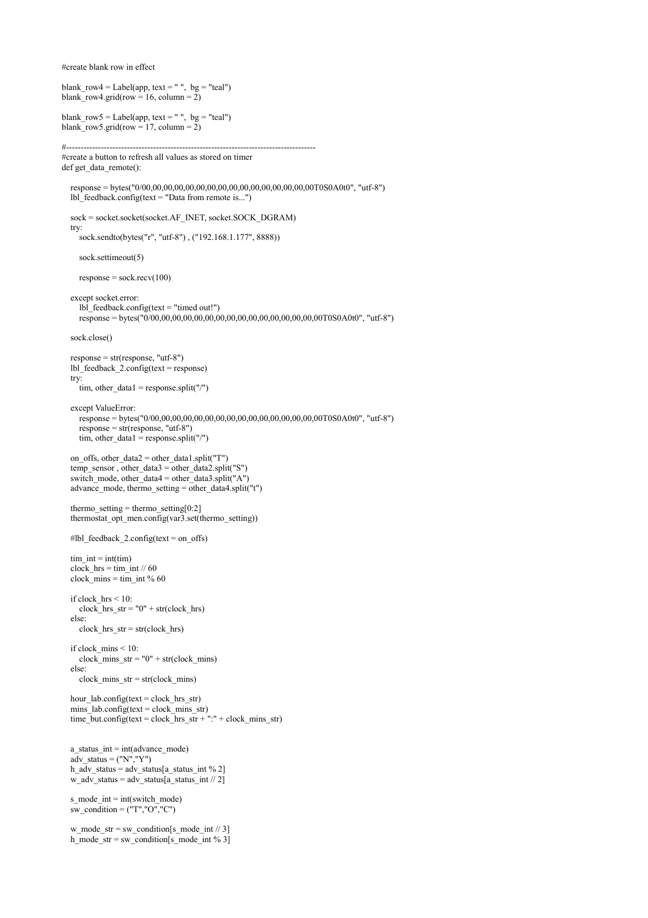```
#create blank row in effect

blank_row4 = Label(app, text = " ",  bg = "teal")
blank_row4.grid(row = 16, column = 2)

blank_row5 = Label(app, text = " ",  bg = "teal")
blank_row5.grid(row = 17, column = 2)

#-------------------------------------------------------------------------------------
#create a button to refresh all values as stored on timer
def get_data_remote():

    response = bytes("0/00,00,00,00,00,00,00,00,00,00,00,00,00,00,00,00T0S0A0t0", "utf-8")
    lbl_feedback.config(text = "Data from remote is...")

    sock = socket.socket(socket.AF_INET, socket.SOCK_DGRAM)
    try:
        sock.sendto(bytes("r", "utf-8") , ("192.168.1.177", 8888))

        sock.settimeout(5)

        response = sock.recv(100)

    except socket.error:
        lbl_feedback.config(text = "timed out!")
        response = bytes("0/00,00,00,00,00,00,00,00,00,00,00,00,00,00,00,00T0S0A0t0", "utf-8")

    sock.close()

    response = str(response, "utf-8")
    lbl_feedback_2.config(text = response)
    try:
        tim, other_data1 = response.split("/")

    except ValueError:
        response = bytes("0/00,00,00,00,00,00,00,00,00,00,00,00,00,00,00,00T0S0A0t0", "utf-8")
        response = str(response, "utf-8")
        tim, other_data1 = response.split("/")

    on_offs, other_data2 = other_data1.split("T")
    temp_sensor , other_data3 = other_data2.split("S")
    switch_mode, other_data4 = other_data3.split("A")
    advance_mode, thermo_setting = other_data4.split("t")

    thermo_setting = thermo_setting[0:2]
    thermostat_opt_men.config(var3.set(thermo_setting))

    #lbl_feedback_2.config(text = on_offs)

    tim_int = int(tim)
    clock_hrs = tim_int // 60
    clock_mins = tim_int % 60

    if clock_hrs < 10:
        clock_hrs_str = "0" + str(clock_hrs)
    else:
        clock_hrs_str = str(clock_hrs)

    if clock_mins < 10:
        clock_mins_str = "0" + str(clock_mins)
    else:
        clock_mins_str = str(clock_mins)

    hour_lab.config(text = clock_hrs_str)
    mins_lab.config(text = clock_mins_str)
    time_but.config(text = clock_hrs_str + ":" + clock_mins_str)


    a_status_int = int(advance_mode)
    adv_status = ("N","Y")
    h_adv_status = adv_status[a_status_int % 2]
    w_adv_status = adv_status[a_status_int // 2]

    s_mode_int = int(switch_mode)
    sw_condition = ("T","O","C")

    w_mode_str = sw_condition[s_mode_int // 3]
    h_mode_str = sw_condition[s_mode_int % 3]
```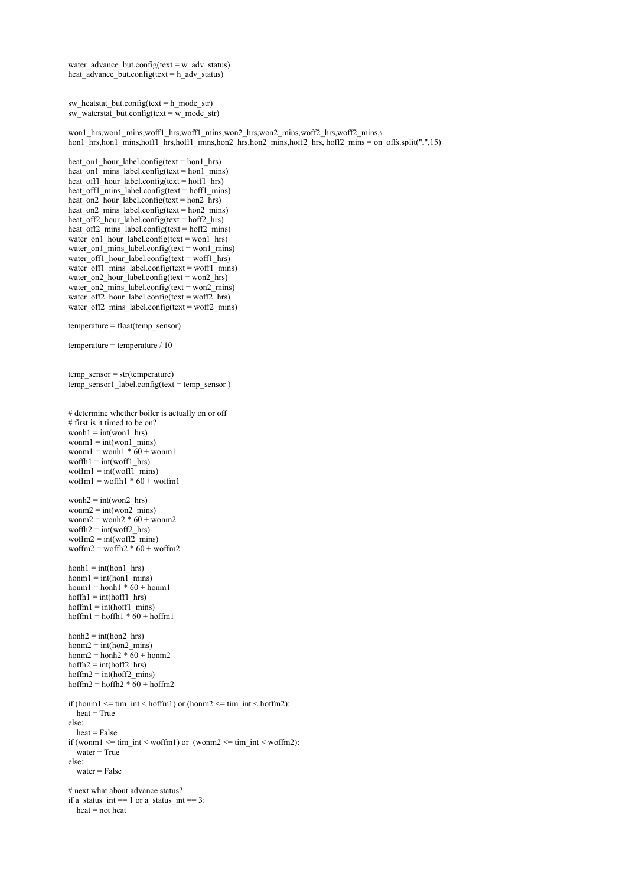```
water_advance_but.config(text = w_adv_status)
heat_advance_but.config(text = h_adv_status)


sw_heatstat_but.config(text = h_mode_str)
sw_waterstat_but.config(text = w_mode_str)

won1_hrs,won1_mins,woff1_hrs,woff1_mins,won2_hrs,won2_mins,woff2_hrs,woff2_mins,\
hon1_hrs,hon1_mins,hoff1_hrs,hoff1_mins,hon2_hrs,hon2_mins,hoff2_hrs, hoff2_mins = on_offs.split(",",15)

heat_on1_hour_label.config(text = hon1_hrs)
heat_on1_mins_label.config(text = hon1_mins)
heat_off1_hour_label.config(text = hoff1_hrs)
heat_off1_mins_label.config(text = hoff1_mins)
heat_on2_hour_label.config(text = hon2_hrs)
heat_on2_mins_label.config(text = hon2_mins)
heat_off2_hour_label.config(text = hoff2_hrs)
heat_off2_mins_label.config(text = hoff2_mins)
water_on1_hour_label.config(text = won1_hrs)
water_on1_mins_label.config(text = won1_mins)
water_off1_hour_label.config(text = woff1_hrs)
water_off1_mins_label.config(text = woff1_mins)
water_on2_hour_label.config(text = won2_hrs)
water_on2_mins_label.config(text = won2_mins)
water_off2_hour_label.config(text = woff2_hrs)
water_off2_mins_label.config(text = woff2_mins)

temperature = float(temp_sensor)

temperature = temperature / 10


temp_sensor = str(temperature)
temp_sensor1_label.config(text = temp_sensor )


# determine whether boiler is actually on or off
# first is it timed to be on?
wonh1 = int(won1_hrs)
wonm1 = int(won1_mins)
wonm1 = wonh1 * 60 + wonm1
woffh1 = int(woff1_hrs)
woffm1 = int(woff1_mins)
woffm1 = woffh1 * 60 + woffm1

wonh2 = int(won2_hrs)
wonm2 = int(won2_mins)
wonm2 = wonh2 * 60 + wonm2
woffh2 = int(woff2_hrs)
woffm2 = int(woff2_mins)
woffm2 = woffh2 * 60 + woffm2

honh1 = int(hon1_hrs)
honm1 = int(hon1_mins)
honm1 = honh1 * 60 + honm1
hoffh1 = int(hoff1_hrs)
hoffm1 = int(hoff1_mins)
hoffm1 = hoffh1 * 60 + hoffm1

honh2 = int(hon2_hrs)
honm2 = int(hon2_mins)
honm2 = honh2 * 60 + honm2
hoffh2 = int(hoff2_hrs)
hoffm2 = int(hoff2_mins)
hoffm2 = hoffh2 * 60 + hoffm2

if (honm1 <= tim_int < hoffm1) or (honm2 <= tim_int < hoffm2):
    heat = True
else:
    heat = False
if (wonm1 <= tim_int < woffm1) or  (wonm2 <= tim_int < woffm2):
    water = True
else:
    water = False

# next what about advance status?
if a_status_int == 1 or a_status_int == 3:
    heat = not heat
```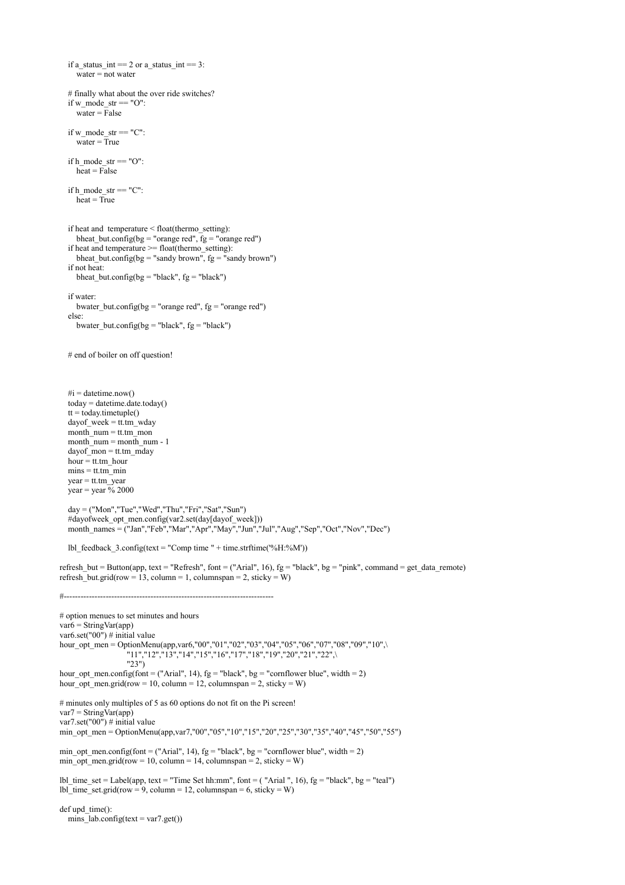```
    if a_status_int == 2 or a_status_int == 3:
        water = not water

    # finally what about the over ride switches?
    if w_mode_str == "O":
        water = False

    if w_mode_str == "C":
        water = True

    if h_mode_str == "O":
        heat = False

    if h_mode_str == "C":
        heat = True


    if heat and  temperature < float(thermo_setting):
        bheat_but.config(bg = "orange red", fg = "orange red")
    if heat and temperature >= float(thermo_setting):
        bheat_but.config(bg = "sandy brown", fg = "sandy brown")
    if not heat:
        bheat_but.config(bg = "black", fg = "black")

    if water:
        bwater_but.config(bg = "orange red", fg = "orange red")
    else:
        bwater_but.config(bg = "black", fg = "black")


    # end of boiler on off question!



    #i = datetime.now()
    today = datetime.date.today()
    tt = today.timetuple()
    dayof_week = tt.tm_wday
    month_num = tt.tm_mon
    month_num = month_num - 1
    dayof_mon = tt.tm_mday
    hour = tt.tm_hour
    mins = tt.tm_min
    year = tt.tm_year
    year = year % 2000

    day = ("Mon","Tue","Wed","Thu","Fri","Sat","Sun")
    #dayofweek_opt_men.config(var2.set(day[dayof_week]))
    month_names = ("Jan","Feb","Mar","Apr","May","Jun","Jul","Aug","Sep","Oct","Nov","Dec")

    lbl_feedback_3.config(text = "Comp time " + time.strftime('%H:%M'))

refresh_but = Button(app, text = "Refresh", font = ("Arial", 16), fg = "black", bg = "pink", command = get_data_remote)
refresh_but.grid(row = 13, column = 1, columnspan = 2, sticky = W)

#---------------------------------------------------------------------------

# option menues to set minutes and hours
var6 = StringVar(app)
var6.set("00") # initial value
hour_opt_men = OptionMenu(app,var6,"00","01","02","03","04","05","06","07","08","09","10",\
                          "11","12","13","14","15","16","17","18","19","20","21","22",\
                          "23")
hour_opt_men.config(font = ("Arial", 14), fg = "black", bg = "cornflower blue", width = 2)
hour_opt_men.grid(row = 10, column = 12, columnspan = 2, sticky = W)

# minutes only multiples of 5 as 60 options do not fit on the Pi screen!
var7 = StringVar(app)
var7.set("00") # initial value
min_opt_men = OptionMenu(app,var7,"00","05","10","15","20","25","30","35","40","45","50","55")

min_opt_men.config(font = ("Arial", 14), fg = "black", bg = "cornflower blue", width = 2)
min_opt_men.grid(row = 10, column = 14, columnspan = 2, sticky = W)

lbl_time_set = Label(app, text = "Time Set hh:mm", font = ( "Arial ", 16), fg = "black", bg = "teal")
lbl_time_set.grid(row = 9, column = 12, columnspan = 6, sticky = W)

def upd_time():
    mins_lab.config(text = var7.get())
```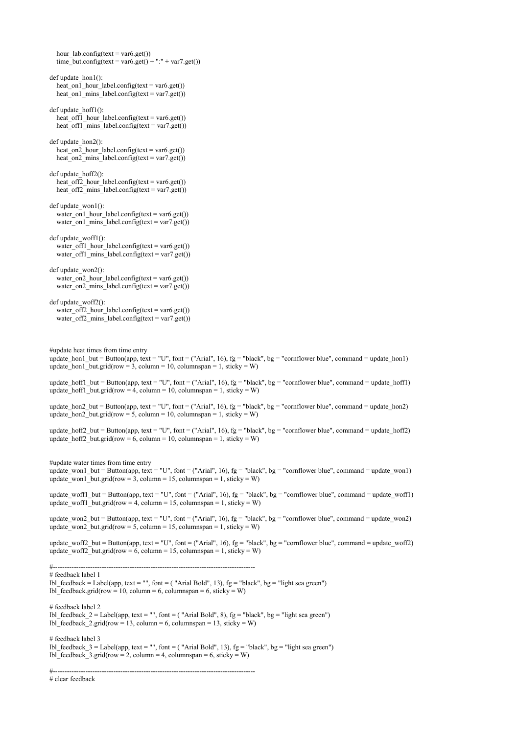```
    hour_lab.config(text = var6.get())
    time_but.config(text = var6.get() + ":" + var7.get())

def update_hon1():
    heat_on1_hour_label.config(text = var6.get())
    heat_on1_mins_label.config(text = var7.get())

def update_hoff1():
    heat_off1_hour_label.config(text = var6.get())
    heat_off1_mins_label.config(text = var7.get())

def update_hon2():
    heat_on2_hour_label.config(text = var6.get())
    heat_on2_mins_label.config(text = var7.get())

def update_hoff2():
    heat_off2_hour_label.config(text = var6.get())
    heat_off2_mins_label.config(text = var7.get())

def update_won1():
    water_on1_hour_label.config(text = var6.get())
    water_on1_mins_label.config(text = var7.get())

def update_woff1():
    water_off1_hour_label.config(text = var6.get())
    water_off1_mins_label.config(text = var7.get())

def update_won2():
    water_on2_hour_label.config(text = var6.get())
    water_on2_mins_label.config(text = var7.get())

def update_woff2():
    water_off2_hour_label.config(text = var6.get())
    water_off2_mins_label.config(text = var7.get())



#update heat times from time entry
update_hon1_but = Button(app, text = "U", font = ("Arial", 16), fg = "black", bg = "cornflower blue", command = update_hon1)
update_hon1_but.grid(row = 3, column = 10, columnspan = 1, sticky = W)

update_hoff1_but = Button(app, text = "U", font = ("Arial", 16), fg = "black", bg = "cornflower blue", command = update_hoff1)
update_hoff1_but.grid(row = 4, column = 10, columnspan = 1, sticky = W)

update_hon2_but = Button(app, text = "U", font = ("Arial", 16), fg = "black", bg = "cornflower blue", command = update_hon2)
update_hon2_but.grid(row = 5, column = 10, columnspan = 1, sticky = W)

update_hoff2_but = Button(app, text = "U", font = ("Arial", 16), fg = "black", bg = "cornflower blue", command = update_hoff2)
update_hoff2_but.grid(row = 6, column = 10, columnspan = 1, sticky = W)


#update water times from time entry
update_won1_but = Button(app, text = "U", font = ("Arial", 16), fg = "black", bg = "cornflower blue", command = update_won1)
update_won1_but.grid(row = 3, column = 15, columnspan = 1, sticky = W)

update_woff1_but = Button(app, text = "U", font = ("Arial", 16), fg = "black", bg = "cornflower blue", command = update_woff1)
update_woff1_but.grid(row = 4, column = 15, columnspan = 1, sticky = W)

update_won2_but = Button(app, text = "U", font = ("Arial", 16), fg = "black", bg = "cornflower blue", command = update_won2)
update_won2_but.grid(row = 5, column = 15, columnspan = 1, sticky = W)

update_woff2_but = Button(app, text = "U", font = ("Arial", 16), fg = "black", bg = "cornflower blue", command = update_woff2)
update_woff2_but.grid(row = 6, column = 15, columnspan = 1, sticky = W)

#-------------------------------------------------------------------------------------------
# feedback label 1
lbl_feedback = Label(app, text = "", font = ( "Arial Bold", 13), fg = "black", bg = "light sea green")
lbl_feedback.grid(row = 10, column = 6, columnspan = 6, sticky = W)

# feedback label 2
lbl_feedback_2 = Label(app, text = "", font = ( "Arial Bold", 8), fg = "black", bg = "light sea green")
lbl_feedback_2.grid(row = 13, column = 6, columnspan = 13, sticky = W)

# feedback label 3
lbl_feedback_3 = Label(app, text = "", font = ( "Arial Bold", 13), fg = "black", bg = "light sea green")
lbl_feedback_3.grid(row = 2, column = 4, columnspan = 6, sticky = W)

#-------------------------------------------------------------------------------------------
# clear feedback
```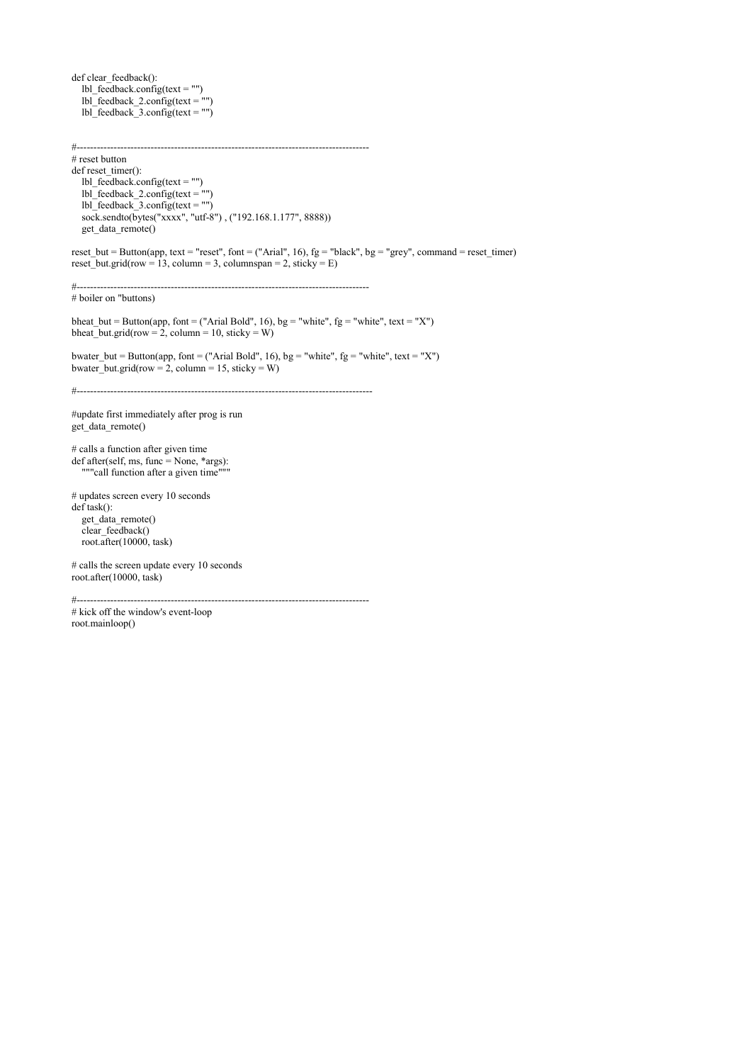```
def clear_feedback():
    lbl_feedback.config(text = "")
    lbl_feedback_2.config(text = "")
    lbl_feedback_3.config(text = "")


#-----------------------------------------------------------------------------------------
# reset button
def reset_timer():
    lbl_feedback.config(text = "")
    lbl_feedback_2.config(text = "")
    lbl_feedback_3.config(text = "")
    sock.sendto(bytes("xxxx", "utf-8") , ("192.168.1.177", 8888))
    get_data_remote()

reset_but = Button(app, text = "reset", font = ("Arial", 16), fg = "black", bg = "grey", command = reset_timer)
reset_but.grid(row = 13, column = 3, columnspan = 2, sticky = E)

#-----------------------------------------------------------------------------------------
# boiler on "buttons)

bheat_but = Button(app, font = ("Arial Bold", 16), bg = "white", fg = "white", text = "X")
bheat_but.grid(row = 2, column = 10, sticky = W)

bwater_but = Button(app, font = ("Arial Bold", 16), bg = "white", fg = "white", text = "X")
bwater_but.grid(row = 2, column = 15, sticky = W)

#-----------------------------------------------------------------------------------------

#update first immediately after prog is run
get_data_remote()

# calls a function after given time
def after(self, ms, func = None, *args):
    """call function after a given time"""

# updates screen every 10 seconds
def task():
    get_data_remote()
    clear_feedback()
    root.after(10000, task)

# calls the screen update every 10 seconds
root.after(10000, task)

#-----------------------------------------------------------------------------------------
# kick off the window's event-loop
root.mainloop()
```